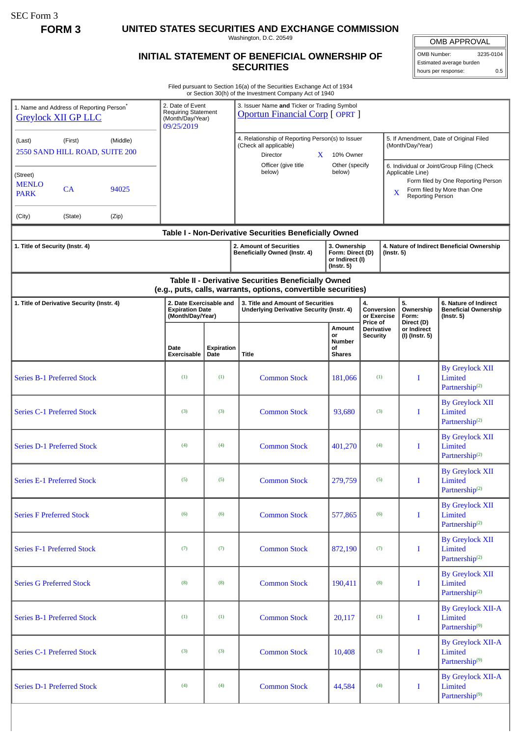SEC Form 3

**FORM 3**

# UNITED STATES SECURITIES AND EXCHANGE COMMISSION

Washington, D.C. 20549

## INITIAL STATEMENT OF BENEFICIAL OWNERSHIP OF SECURITIES

| OMB APPROVAL | |
|---|---|
| OMB Number: | 3235-0104 |
| Estimated average burden hours per response: | 0.5 |

Filed pursuant to Section 16(a) of the Securities Exchange Act of 1934 or Section 30(h) of the Investment Company Act of 1940

1. Name and Address of Reporting Person*
Greylock XII GP LLC

(Last) (First) (Middle)
2550 SAND HILL ROAD, SUITE 200

(Street)
MENLO PARK CA 94025

(City) (State) (Zip)

2. Date of Event Requiring Statement (Month/Day/Year)
09/25/2019

3. Issuer Name **and** Ticker or Trading Symbol
Oportun Financial Corp [ OPRT ]

4. Relationship of Reporting Person(s) to Issuer (Check all applicable)
- Director
- X 10% Owner
- Officer (give title below)
- Other (specify below)

5. If Amendment, Date of Original Filed (Month/Day/Year)

6. Individual or Joint/Group Filing (Check Applicable Line)
- Form filed by One Reporting Person
- X Form filed by More than One Reporting Person

### Table I - Non-Derivative Securities Beneficially Owned

| 1. Title of Security (Instr. 4) | 2. Amount of Securities Beneficially Owned (Instr. 4) | 3. Ownership Form: Direct (D) or Indirect (I) (Instr. 5) | 4. Nature of Indirect Beneficial Ownership (Instr. 5) |
|---|---|---|---|

### Table II - Derivative Securities Beneficially Owned (e.g., puts, calls, warrants, options, convertible securities)

| 1. Title of Derivative Security (Instr. 4) | 2. Date Exercisable and Expiration Date (Month/Day/Year) | | 3. Title and Amount of Securities Underlying Derivative Security (Instr. 4) | | 4. Conversion or Exercise Price of Derivative Security | 5. Ownership Form: Direct (D) or Indirect (I) (Instr. 5) | 6. Nature of Indirect Beneficial Ownership (Instr. 5) |
|---|---|---|---|---|---|---|---|
| | Date Exercisable | Expiration Date | Title | Amount or Number of Shares | | | |
| Series B-1 Preferred Stock | [1] | [1] | Common Stock | 181,066 | [1] | I | By Greylock XII Limited Partnership[2] |
| Series C-1 Preferred Stock | [3] | [3] | Common Stock | 93,680 | [3] | I | By Greylock XII Limited Partnership[2] |
| Series D-1 Preferred Stock | [4] | [4] | Common Stock | 401,270 | [4] | I | By Greylock XII Limited Partnership[2] |
| Series E-1 Preferred Stock | [5] | [5] | Common Stock | 279,759 | [5] | I | By Greylock XII Limited Partnership[2] |
| Series F Preferred Stock | [6] | [6] | Common Stock | 577,865 | [6] | I | By Greylock XII Limited Partnership[2] |
| Series F-1 Preferred Stock | [7] | [7] | Common Stock | 872,190 | [7] | I | By Greylock XII Limited Partnership[2] |
| Series G Preferred Stock | [8] | [8] | Common Stock | 190,411 | [8] | I | By Greylock XII Limited Partnership[2] |
| Series B-1 Preferred Stock | [1] | [1] | Common Stock | 20,117 | [1] | I | By Greylock XII-A Limited Partnership[9] |
| Series C-1 Preferred Stock | [3] | [3] | Common Stock | 10,408 | [3] | I | By Greylock XII-A Limited Partnership[9] |
| Series D-1 Preferred Stock | [4] | [4] | Common Stock | 44,584 | [4] | I | By Greylock XII-A Limited Partnership[9] |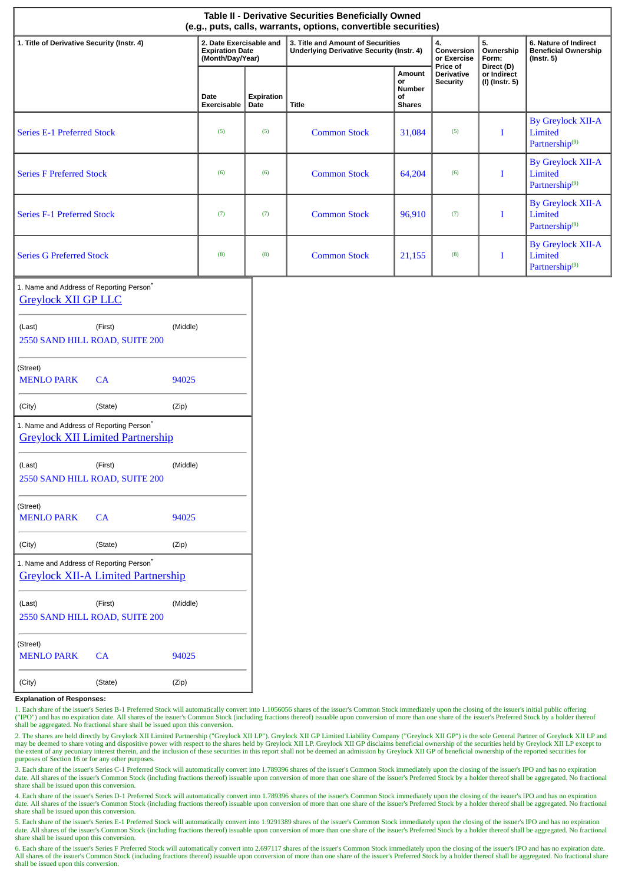## Table II - Derivative Securities Beneficially Owned
### (e.g., puts, calls, warrants, options, convertible securities)

| 1. Title of Derivative Security (Instr. 4) | 2. Date Exercisable and Expiration Date (Month/Day/Year) | | 3. Title and Amount of Securities Underlying Derivative Security (Instr. 4) | | 4. Conversion or Exercise Price of Derivative Security | 5. Ownership Form: Direct (D) or Indirect (I) (Instr. 5) | 6. Nature of Indirect Beneficial Ownership (Instr. 5) |
|---|---|---|---|---|---|---|---|
| | Date Exercisable | Expiration Date | Title | Amount or Number of Shares | | | |
| Series E-1 Preferred Stock | (5) | (5) | Common Stock | 31,084 | (5) | I | By Greylock XII-A Limited Partnership(9) |
| Series F Preferred Stock | (6) | (6) | Common Stock | 64,204 | (6) | I | By Greylock XII-A Limited Partnership(9) |
| Series F-1 Preferred Stock | (7) | (7) | Common Stock | 96,910 | (7) | I | By Greylock XII-A Limited Partnership(9) |
| Series G Preferred Stock | (8) | (8) | Common Stock | 21,155 | (8) | I | By Greylock XII-A Limited Partnership(9) |

1. Name and Address of Reporting Person*

Greylock XII GP LLC

| (Last) | (First) | (Middle) |
|---|---|---|
| 2550 SAND HILL ROAD, SUITE 200 | | |
| (Street) | | |
| MENLO PARK | CA | 94025 |
| (City) | (State) | (Zip) |

1. Name and Address of Reporting Person*

Greylock XII Limited Partnership

| (Last) | (First) | (Middle) |
|---|---|---|
| 2550 SAND HILL ROAD, SUITE 200 | | |
| (Street) | | |
| MENLO PARK | CA | 94025 |
| (City) | (State) | (Zip) |

1. Name and Address of Reporting Person*

Greylock XII-A Limited Partnership

| (Last) | (First) | (Middle) |
|---|---|---|
| 2550 SAND HILL ROAD, SUITE 200 | | |
| (Street) | | |
| MENLO PARK | CA | 94025 |
| (City) | (State) | (Zip) |

**Explanation of Responses:**

1. Each share of the issuer's Series B-1 Preferred Stock will automatically convert into 1.1056056 shares of the issuer's Common Stock immediately upon the closing of the issuer's initial public offering ("IPO") and has no expiration date. All shares of the issuer's Common Stock (including fractions thereof) issuable upon conversion of more than one share of the issuer's Preferred Stock by a holder thereof shall be aggregated. No fractional share shall be issued upon this conversion.

2. The shares are held directly by Greylock XII Limited Partnership ("Greylock XII LP"). Greylock XII GP Limited Liability Company ("Greylock XII GP") is the sole General Partner of Greylock XII LP and may be deemed to share voting and dispositive power with respect to the shares held by Greylock XII LP. Greylock XII GP disclaims beneficial ownership of the securities held by Greylock XII LP except to the extent of any pecuniary interest therein, and the inclusion of these securities in this report shall not be deemed an admission by Greylock XII GP of beneficial ownership of the reported securities for purposes of Section 16 or for any other purposes.

3. Each share of the issuer's Series C-1 Preferred Stock will automatically convert into 1.789396 shares of the issuer's Common Stock immediately upon the closing of the issuer's IPO and has no expiration date. All shares of the issuer's Common Stock (including fractions thereof) issuable upon conversion of more than one share of the issuer's Preferred Stock by a holder thereof shall be aggregated. No fractional share shall be issued upon this conversion.

4. Each share of the issuer's Series D-1 Preferred Stock will automatically convert into 1.789396 shares of the issuer's Common Stock immediately upon the closing of the issuer's IPO and has no expiration date. All shares of the issuer's Common Stock (including fractions thereof) issuable upon conversion of more than one share of the issuer's Preferred Stock by a holder thereof shall be aggregated. No fractional share shall be issued upon this conversion.

5. Each share of the issuer's Series E-1 Preferred Stock will automatically convert into 1.9291389 shares of the issuer's Common Stock immediately upon the closing of the issuer's IPO and has no expiration date. All shares of the issuer's Common Stock (including fractions thereof) issuable upon conversion of more than one share of the issuer's Preferred Stock by a holder thereof shall be aggregated. No fractional share shall be issued upon this conversion.

6. Each share of the issuer's Series F Preferred Stock will automatically convert into 2.697117 shares of the issuer's Common Stock immediately upon the closing of the issuer's IPO and has no expiration date. All shares of the issuer's Common Stock (including fractions thereof) issuable upon conversion of more than one share of the issuer's Preferred Stock by a holder thereof shall be aggregated. No fractional share shall be issued upon this conversion.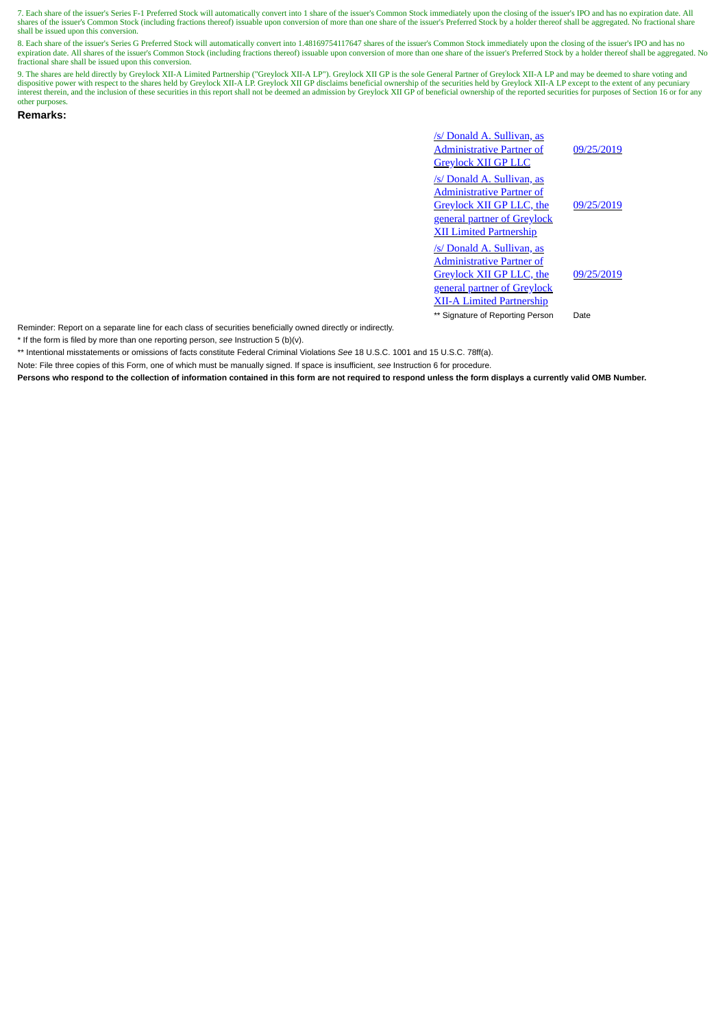7. Each share of the issuer's Series F-1 Preferred Stock will automatically convert into 1 share of the issuer's Common Stock immediately upon the closing of the issuer's IPO and has no expiration date. All shares of the issuer's Common Stock (including fractions thereof) issuable upon conversion of more than one share of the issuer's Preferred Stock by a holder thereof shall be aggregated. No fractional share shall be issued upon this conversion.

8. Each share of the issuer's Series G Preferred Stock will automatically convert into 1.48169754117647 shares of the issuer's Common Stock immediately upon the closing of the issuer's IPO and has no expiration date. All shares of the issuer's Common Stock (including fractions thereof) issuable upon conversion of more than one share of the issuer's Preferred Stock by a holder thereof shall be aggregated. No fractional share shall be issued upon this conversion.

9. The shares are held directly by Greylock XII-A Limited Partnership ("Greylock XII-A LP"). Greylock XII GP is the sole General Partner of Greylock XII-A LP and may be deemed to share voting and dispositive power with respect to the shares held by Greylock XII-A LP. Greylock XII GP disclaims beneficial ownership of the securities held by Greylock XII-A LP except to the extent of any pecuniary interest therein, and the inclusion of these securities in this report shall not be deemed an admission by Greylock XII GP of beneficial ownership of the reported securities for purposes of Section 16 or for any other purposes.

**Remarks:**

| | |
|---|---|
| /s/ Donald A. Sullivan, as Administrative Partner of Greylock XII GP LLC | 09/25/2019 |
| /s/ Donald A. Sullivan, as Administrative Partner of Greylock XII GP LLC, the general partner of Greylock XII Limited Partnership | 09/25/2019 |
| /s/ Donald A. Sullivan, as Administrative Partner of Greylock XII GP LLC, the general partner of Greylock XII-A Limited Partnership | 09/25/2019 |
| ** Signature of Reporting Person | Date |

Reminder: Report on a separate line for each class of securities beneficially owned directly or indirectly.

* If the form is filed by more than one reporting person, *see* Instruction 5 (b)(v).

** Intentional misstatements or omissions of facts constitute Federal Criminal Violations *See* 18 U.S.C. 1001 and 15 U.S.C. 78ff(a).

Note: File three copies of this Form, one of which must be manually signed. If space is insufficient, *see* Instruction 6 for procedure.

**Persons who respond to the collection of information contained in this form are not required to respond unless the form displays a currently valid OMB Number.**